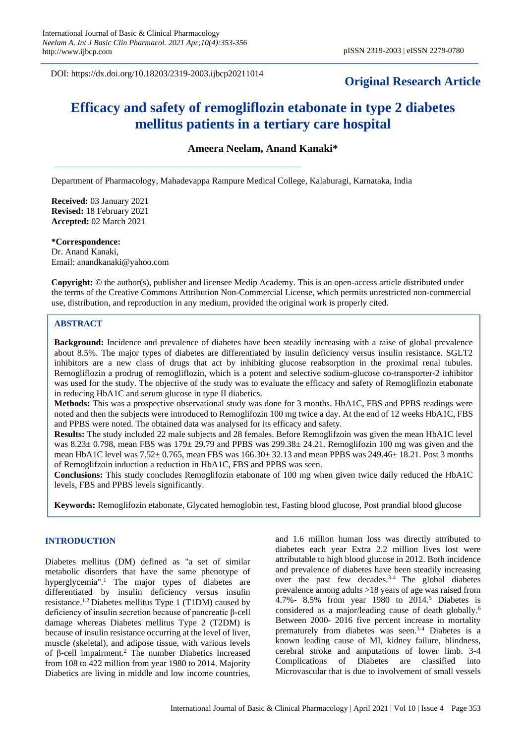DOI: https://dx.doi.org/10.18203/2319-2003.ijbcp20211014

**Original Research Article**

# Efficacy and safety of remogliflozin etabonate in type 2 diabetes mellitus patients in a tertiary care hospital

**Ameera Neelam, Anand Kanaki***

Department of Pharmacology, Mahadevappa Rampure Medical College, Kalaburagi, Karnataka, India

**Received:** 03 January 2021
**Revised:** 18 February 2021
**Accepted:** 02 March 2021

***Correspondence:**
Dr. Anand Kanaki,
Email: anandkanaki@yahoo.com

**Copyright:** © the author(s), publisher and licensee Medip Academy. This is an open-access article distributed under the terms of the Creative Commons Attribution Non-Commercial License, which permits unrestricted non-commercial use, distribution, and reproduction in any medium, provided the original work is properly cited.

## ABSTRACT

**Background:** Incidence and prevalence of diabetes have been steadily increasing with a raise of global prevalence about 8.5%. The major types of diabetes are differentiated by insulin deficiency versus insulin resistance. SGLT2 inhibitors are a new class of drugs that act by inhibiting glucose reabsorption in the proximal renal tubules. Remogliflozin a prodrug of remogliflozin, which is a potent and selective sodium-glucose co-transporter-2 inhibitor was used for the study. The objective of the study was to evaluate the efficacy and safety of Remogliflozin etabonate in reducing HbA1C and serum glucose in type II diabetics.

**Methods:** This was a prospective observational study was done for 3 months. HbA1C, FBS and PPBS readings were noted and then the subjects were introduced to Remoglifozin 100 mg twice a day. At the end of 12 weeks HbA1C, FBS and PPBS were noted. The obtained data was analysed for its efficacy and safety.

**Results:** The study included 22 male subjects and 28 females. Before Remoglifozin was given the mean HbA1C level was 8.23± 0.798, mean FBS was 179± 29.79 and PPBS was 299.38± 24.21. Remoglifozin 100 mg was given and the mean HbA1C level was 7.52± 0.765, mean FBS was 166.30± 32.13 and mean PPBS was 249.46± 18.21. Post 3 months of Remoglifzoin induction a reduction in HbA1C, FBS and PPBS was seen.

**Conclusions:** This study concludes Remoglifozin etabonate of 100 mg when given twice daily reduced the HbA1C levels, FBS and PPBS levels significantly.

**Keywords:** Remoglifozin etabonate, Glycated hemoglobin test, Fasting blood glucose, Post prandial blood glucose

## INTRODUCTION

Diabetes mellitus (DM) defined as "a set of similar metabolic disorders that have the same phenotype of hyperglycemia".[1] The major types of diabetes are differentiated by insulin deficiency versus insulin resistance.[1,2] Diabetes mellitus Type 1 (T1DM) caused by deficiency of insulin secretion because of pancreatic β-cell damage whereas Diabetes mellitus Type 2 (T2DM) is because of insulin resistance occurring at the level of liver, muscle (skeletal), and adipose tissue, with various levels of β-cell impairment.[2] The number Diabetics increased from 108 to 422 million from year 1980 to 2014. Majority Diabetics are living in middle and low income countries, and 1.6 million human loss was directly attributed to diabetes each year Extra 2.2 million lives lost were attributable to high blood glucose in 2012. Both incidence and prevalence of diabetes have been steadily increasing over the past few decades.[3-4] The global diabetes prevalence among adults >18 years of age was raised from 4.7%- 8.5% from year 1980 to 2014.[5] Diabetes is considered as a major/leading cause of death globally.[6] Between 2000- 2016 five percent increase in mortality prematurely from diabetes was seen.[3-4] Diabetes is a known leading cause of MI, kidney failure, blindness, cerebral stroke and amputations of lower limb. 3-4 Complications of Diabetes are classified into Microvascular that is due to involvement of small vessels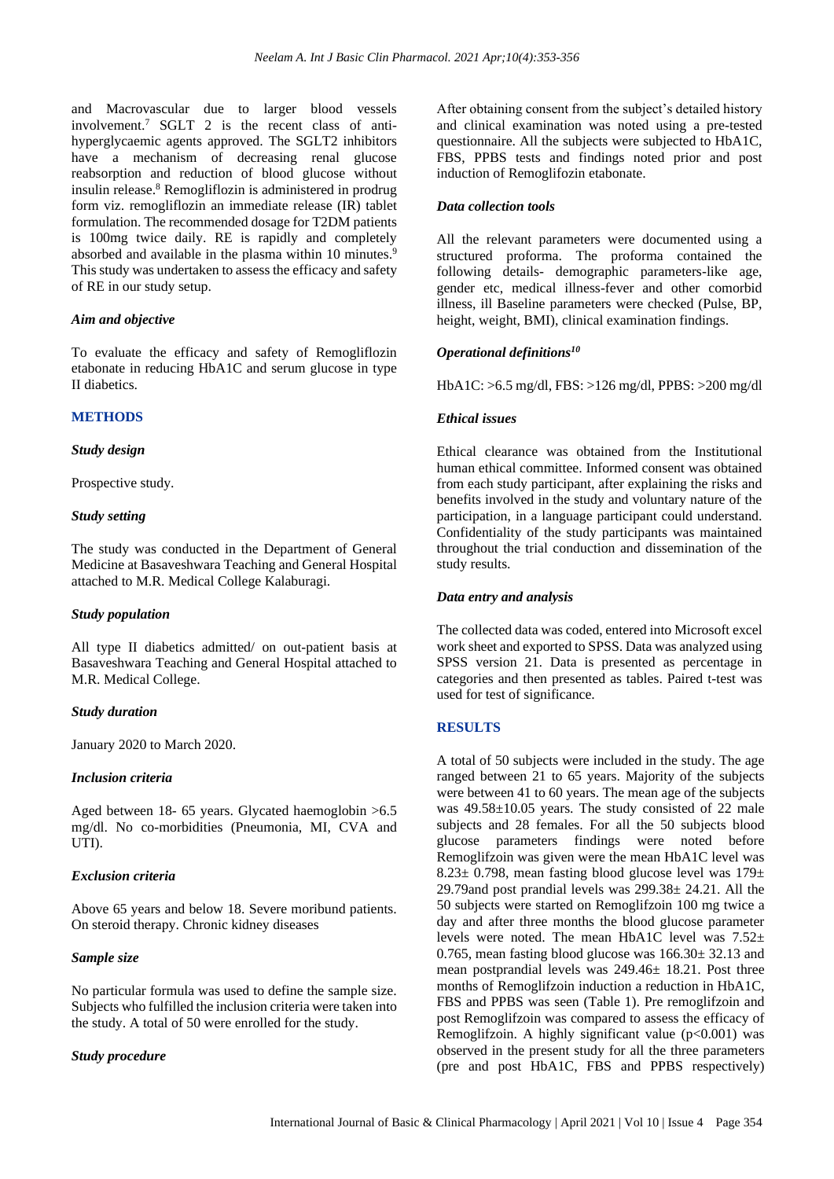and Macrovascular due to larger blood vessels involvement.[7] SGLT 2 is the recent class of anti-hyperglycaemic agents approved. The SGLT2 inhibitors have a mechanism of decreasing renal glucose reabsorption and reduction of blood glucose without insulin release.[8] Remogliflozin is administered in prodrug form viz. remogliflozin an immediate release (IR) tablet formulation. The recommended dosage for T2DM patients is 100mg twice daily. RE is rapidly and completely absorbed and available in the plasma within 10 minutes.[9] This study was undertaken to assess the efficacy and safety of RE in our study setup.

### *Aim and objective*

To evaluate the efficacy and safety of Remogliflozin etabonate in reducing HbA1C and serum glucose in type II diabetics.

## METHODS

### *Study design*

Prospective study.

### *Study setting*

The study was conducted in the Department of General Medicine at Basaveshwara Teaching and General Hospital attached to M.R. Medical College Kalaburagi.

### *Study population*

All type II diabetics admitted/ on out-patient basis at Basaveshwara Teaching and General Hospital attached to M.R. Medical College.

### *Study duration*

January 2020 to March 2020.

### *Inclusion criteria*

Aged between 18- 65 years. Glycated haemoglobin >6.5 mg/dl. No co-morbidities (Pneumonia, MI, CVA and UTI).

### *Exclusion criteria*

Above 65 years and below 18. Severe moribund patients. On steroid therapy. Chronic kidney diseases

### *Sample size*

No particular formula was used to define the sample size. Subjects who fulfilled the inclusion criteria were taken into the study. A total of 50 were enrolled for the study.

### *Study procedure*

After obtaining consent from the subject's detailed history and clinical examination was noted using a pre-tested questionnaire. All the subjects were subjected to HbA1C, FBS, PPBS tests and findings noted prior and post induction of Remoglifozin etabonate.

### *Data collection tools*

All the relevant parameters were documented using a structured proforma. The proforma contained the following details- demographic parameters-like age, gender etc, medical illness-fever and other comorbid illness, ill Baseline parameters were checked (Pulse, BP, height, weight, BMI), clinical examination findings.

### *Operational definitions[10]*

HbA1C: >6.5 mg/dl, FBS: >126 mg/dl, PPBS: >200 mg/dl

### *Ethical issues*

Ethical clearance was obtained from the Institutional human ethical committee. Informed consent was obtained from each study participant, after explaining the risks and benefits involved in the study and voluntary nature of the participation, in a language participant could understand. Confidentiality of the study participants was maintained throughout the trial conduction and dissemination of the study results.

### *Data entry and analysis*

The collected data was coded, entered into Microsoft excel work sheet and exported to SPSS. Data was analyzed using SPSS version 21. Data is presented as percentage in categories and then presented as tables. Paired t-test was used for test of significance.

## RESULTS

A total of 50 subjects were included in the study. The age ranged between 21 to 65 years. Majority of the subjects were between 41 to 60 years. The mean age of the subjects was 49.58±10.05 years. The study consisted of 22 male subjects and 28 females. For all the 50 subjects blood glucose parameters findings were noted before Remoglifzoin was given were the mean HbA1C level was 8.23± 0.798, mean fasting blood glucose level was 179± 29.79and post prandial levels was 299.38± 24.21. All the 50 subjects were started on Remoglifzoin 100 mg twice a day and after three months the blood glucose parameter levels were noted. The mean HbA1C level was 7.52± 0.765, mean fasting blood glucose was 166.30± 32.13 and mean postprandial levels was 249.46± 18.21. Post three months of Remoglifzoin induction a reduction in HbA1C, FBS and PPBS was seen (Table 1). Pre remoglifzoin and post Remoglifzoin was compared to assess the efficacy of Remoglifzoin. A highly significant value ($p<0.001$) was observed in the present study for all the three parameters (pre and post HbA1C, FBS and PPBS respectively)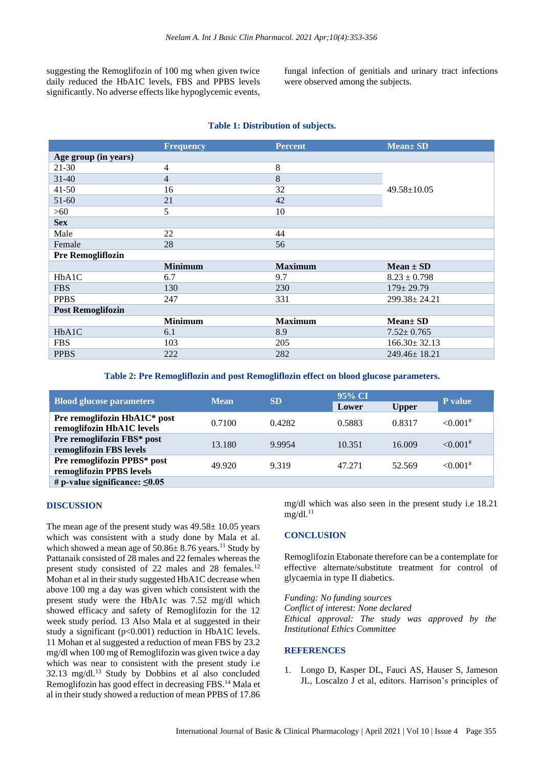suggesting the Remoglifozin of 100 mg when given twice daily reduced the HbA1C levels, FBS and PPBS levels significantly. No adverse effects like hypoglycemic events, fungal infection of genitials and urinary tract infections were observed among the subjects.

**Table 1: Distribution of subjects.**

| | Frequency | Percent | Mean± SD |
|---|---|---|---|
| **Age group (in years)** | | | |
| 21-30 | 4 | 8 | 49.58±10.05 |
| 31-40 | 4 | 8 | |
| 41-50 | 16 | 32 | |
| 51-60 | 21 | 42 | |
| >60 | 5 | 10 | |
| **Sex** | | | |
| Male | 22 | 44 | |
| Female | 28 | 56 | |
| **Pre Remogliflozin** | | | |
| | **Minimum** | **Maximum** | **Mean ± SD** |
| HbA1C | 6.7 | 9.7 | 8.23 ± 0.798 |
| FBS | 130 | 230 | 179± 29.79 |
| PPBS | 247 | 331 | 299.38± 24.21 |
| **Post Remoglifozin** | | | |
| | **Minimum** | **Maximum** | **Mean± SD** |
| HbA1C | 6.1 | 8.9 | 7.52± 0.765 |
| FBS | 103 | 205 | 166.30± 32.13 |
| PPBS | 222 | 282 | 249.46± 18.21 |

**Table 2: Pre Remogliflozin and post Remogliflozin effect on blood glucose parameters.**

| Blood glucose parameters | Mean | SD | 95% CI | | P value |
|---|---|---|---|---|---|
| | | | Lower | Upper | |
| **Pre remoglifozin HbA1C\* post remoglifozin HbA1C levels** | 0.7100 | 0.4282 | 0.5883 | 0.8317 | <0.001# |
| **Pre remoglifozin FBS\* post remoglifozin FBS levels** | 13.180 | 9.9954 | 10.351 | 16.009 | <0.001# |
| **Pre remoglifozin PPBS\* post remoglifozin PPBS levels** | 49.920 | 9.319 | 47.271 | 52.569 | <0.001# |
| **# p-value significance: ≤0.05** | | | | | |

## DISCUSSION

The mean age of the present study was 49.58± 10.05 years which was consistent with a study done by Mala et al. which showed a mean age of 50.86± 8.76 years.[11] Study by Pattanaik consisted of 28 males and 22 females whereas the present study consisted of 22 males and 28 females.[12] Mohan et al in their study suggested HbA1C decrease when above 100 mg a day was given which consistent with the present study were the HbA1c was 7.52 mg/dl which showed efficacy and safety of Remoglifozin for the 12 week study period. 13 Also Mala et al suggested in their study a significant (p<0.001) reduction in HbA1C levels. 11 Mohan et al suggested a reduction of mean FBS by 23.2 mg/dl when 100 mg of Remoglifozin was given twice a day which was near to consistent with the present study i.e 32.13 mg/dl.[13] Study by Dobbins et al also concluded Remoglifozin has good effect in decreasing FBS.[14] Mala et al in their study showed a reduction of mean PPBS of 17.86 mg/dl which was also seen in the present study i.e 18.21 mg/dl.[11]

## CONCLUSION

Remoglifozin Etabonate therefore can be a contemplate for effective alternate/substitute treatment for control of glycaemia in type II diabetics.

*Funding: No funding sources*
*Conflict of interest: None declared*
*Ethical approval: The study was approved by the Institutional Ethics Committee*

## REFERENCES

1. Longo D, Kasper DL, Fauci AS, Hauser S, Jameson JL, Loscalzo J et al, editors. Harrison's principles of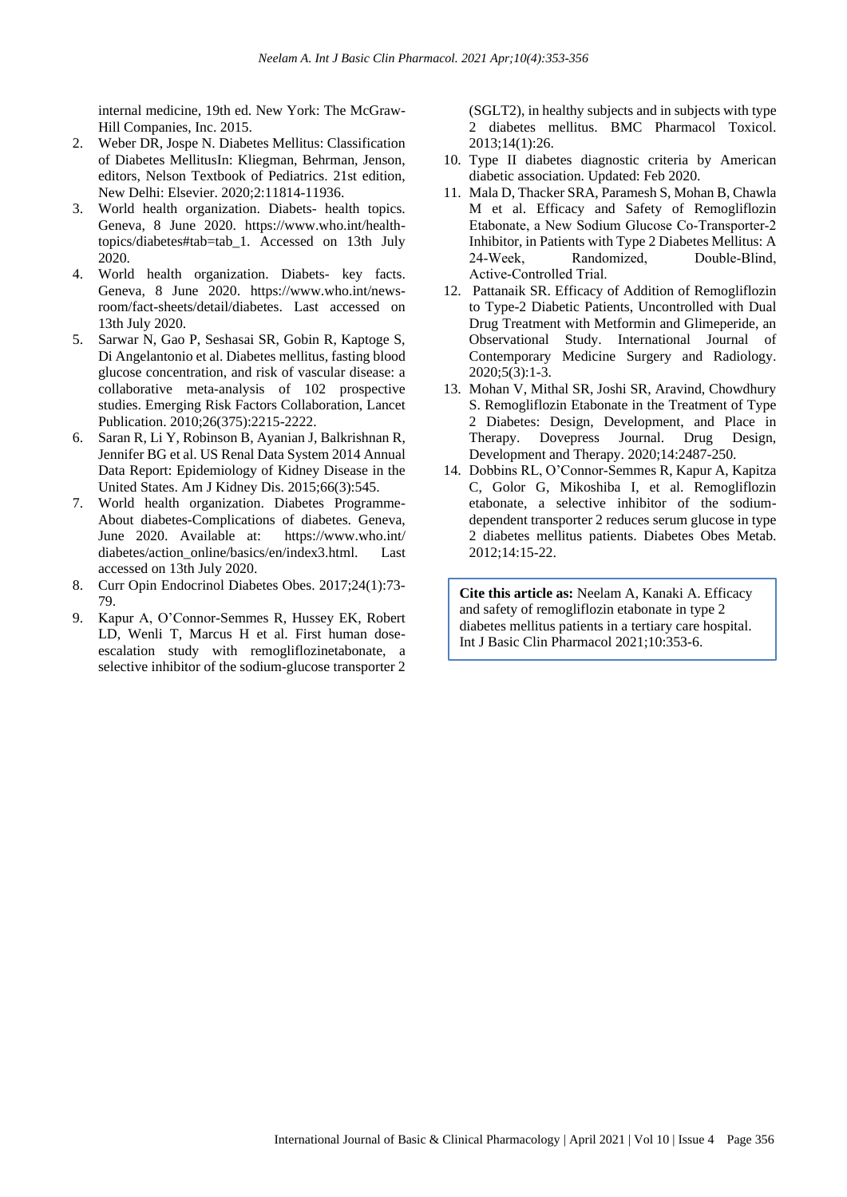internal medicine, 19th ed. New York: The McGraw-Hill Companies, Inc. 2015.

2. Weber DR, Jospe N. Diabetes Mellitus: Classification of Diabetes MellitusIn: Kliegman, Behrman, Jenson, editors, Nelson Textbook of Pediatrics. 21st edition, New Delhi: Elsevier. 2020;2:11814-11936.
3. World health organization. Diabets- health topics. Geneva, 8 June 2020. https://www.who.int/health-topics/diabetes#tab=tab_1. Accessed on 13th July 2020.
4. World health organization. Diabets- key facts. Geneva, 8 June 2020. https://www.who.int/news-room/fact-sheets/detail/diabetes. Last accessed on 13th July 2020.
5. Sarwar N, Gao P, Seshasai SR, Gobin R, Kaptoge S, Di Angelantonio et al. Diabetes mellitus, fasting blood glucose concentration, and risk of vascular disease: a collaborative meta-analysis of 102 prospective studies. Emerging Risk Factors Collaboration, Lancet Publication. 2010;26(375):2215-2222.
6. Saran R, Li Y, Robinson B, Ayanian J, Balkrishnan R, Jennifer BG et al. US Renal Data System 2014 Annual Data Report: Epidemiology of Kidney Disease in the United States. Am J Kidney Dis. 2015;66(3):545.
7. World health organization. Diabetes Programme-About diabetes-Complications of diabetes. Geneva, June 2020. Available at: https://www.who.int/diabetes/action_online/basics/en/index3.html. Last accessed on 13th July 2020.
8. Curr Opin Endocrinol Diabetes Obes. 2017;24(1):73-79.
9. Kapur A, O'Connor-Semmes R, Hussey EK, Robert LD, Wenli T, Marcus H et al. First human dose-escalation study with remogliflozinetabonate, a selective inhibitor of the sodium-glucose transporter 2 (SGLT2), in healthy subjects and in subjects with type 2 diabetes mellitus. BMC Pharmacol Toxicol. 2013;14(1):26.
10. Type II diabetes diagnostic criteria by American diabetic association. Updated: Feb 2020.
11. Mala D, Thacker SRA, Paramesh S, Mohan B, Chawla M et al. Efficacy and Safety of Remogliflozin Etabonate, a New Sodium Glucose Co-Transporter-2 Inhibitor, in Patients with Type 2 Diabetes Mellitus: A 24-Week, Randomized, Double-Blind, Active-Controlled Trial.
12. Pattanaik SR. Efficacy of Addition of Remogliflozin to Type-2 Diabetic Patients, Uncontrolled with Dual Drug Treatment with Metformin and Glimeperide, an Observational Study. International Journal of Contemporary Medicine Surgery and Radiology. 2020;5(3):1-3.
13. Mohan V, Mithal SR, Joshi SR, Aravind, Chowdhury S. Remogliflozin Etabonate in the Treatment of Type 2 Diabetes: Design, Development, and Place in Therapy. Dovepress Journal. Drug Design, Development and Therapy. 2020;14:2487-250.
14. Dobbins RL, O'Connor-Semmes R, Kapur A, Kapitza C, Golor G, Mikoshiba I, et al. Remogliflozin etabonate, a selective inhibitor of the sodium-dependent transporter 2 reduces serum glucose in type 2 diabetes mellitus patients. Diabetes Obes Metab. 2012;14:15-22.

**Cite this article as:** Neelam A, Kanaki A. Efficacy and safety of remogliflozin etabonate in type 2 diabetes mellitus patients in a tertiary care hospital. Int J Basic Clin Pharmacol 2021;10:353-6.